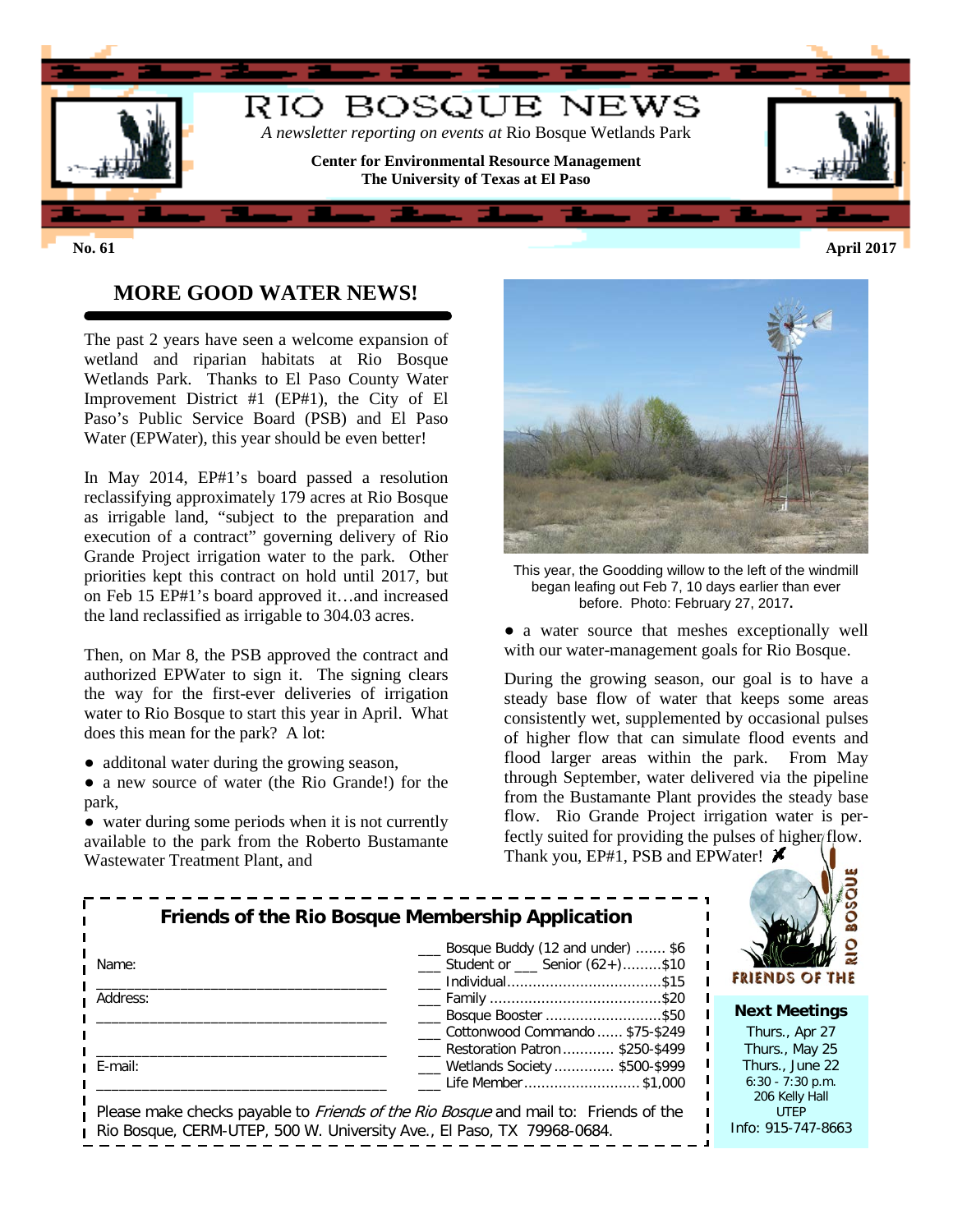# RIO BOSQUE NEWS

*A newsletter reporting on events at* Rio Bosque Wetlands Park

**Center for Environmental Resource Management**
**The University of Texas at El Paso**

**No. 61** **April 2017**

## MORE GOOD WATER NEWS!

The past 2 years have seen a welcome expansion of wetland and riparian habitats at Rio Bosque Wetlands Park. Thanks to El Paso County Water Improvement District #1 (EP#1), the City of El Paso's Public Service Board (PSB) and El Paso Water (EPWater), this year should be even better!

In May 2014, EP#1's board passed a resolution reclassifying approximately 179 acres at Rio Bosque as irrigable land, "subject to the preparation and execution of a contract" governing delivery of Rio Grande Project irrigation water to the park. Other priorities kept this contract on hold until 2017, but on Feb 15 EP#1's board approved it…and increased the land reclassified as irrigable to 304.03 acres.

Then, on Mar 8, the PSB approved the contract and authorized EPWater to sign it. The signing clears the way for the first-ever deliveries of irrigation water to Rio Bosque to start this year in April. What does this mean for the park? A lot:

- additonal water during the growing season,
- a new source of water (the Rio Grande!) for the park,
- water during some periods when it is not currently available to the park from the Roberto Bustamante Wastewater Treatment Plant, and
- a water source that meshes exceptionally well with our water-management goals for Rio Bosque.

This year, the Goodding willow to the left of the windmill began leafing out Feb 7, 10 days earlier than ever before. Photo: February 27, 2017.

During the growing season, our goal is to have a steady base flow of water that keeps some areas consistently wet, supplemented by occasional pulses of higher flow that can simulate flood events and flood larger areas within the park. From May through September, water delivered via the pipeline from the Bustamante Plant provides the steady base flow. Rio Grande Project irrigation water is perfectly suited for providing the pulses of higher flow. Thank you, EP#1, PSB and EPWater!

### Friends of the Rio Bosque Membership Application

Name: ____________________________________

Address: ____________________________________

____________________________________

E-mail: ____________________________________

- ___ Bosque Buddy (12 and under) ....... $6
- ___ Student or ___ Senior (62+).........$10
- ___ Individual....................................$15
- ___ Family ........................................$20
- ___ Bosque Booster ............................$50
- ___ Cottonwood Commando ...... $75-$249
- ___ Restoration Patron ............ $250-$499
- ___ Wetlands Society .............. $500-$999
- ___ Life Member........................... $1,000

Please make checks payable to *Friends of the Rio Bosque* and mail to: Friends of the Rio Bosque, CERM-UTEP, 500 W. University Ave., El Paso, TX 79968-0684.

FRIENDS OF THE RIO BOSQUE

**Next Meetings**

Thurs., Apr 27
Thurs., May 25
Thurs., June 22
6:30 - 7:30 p.m.
206 Kelly Hall
UTEP
Info: 915-747-8663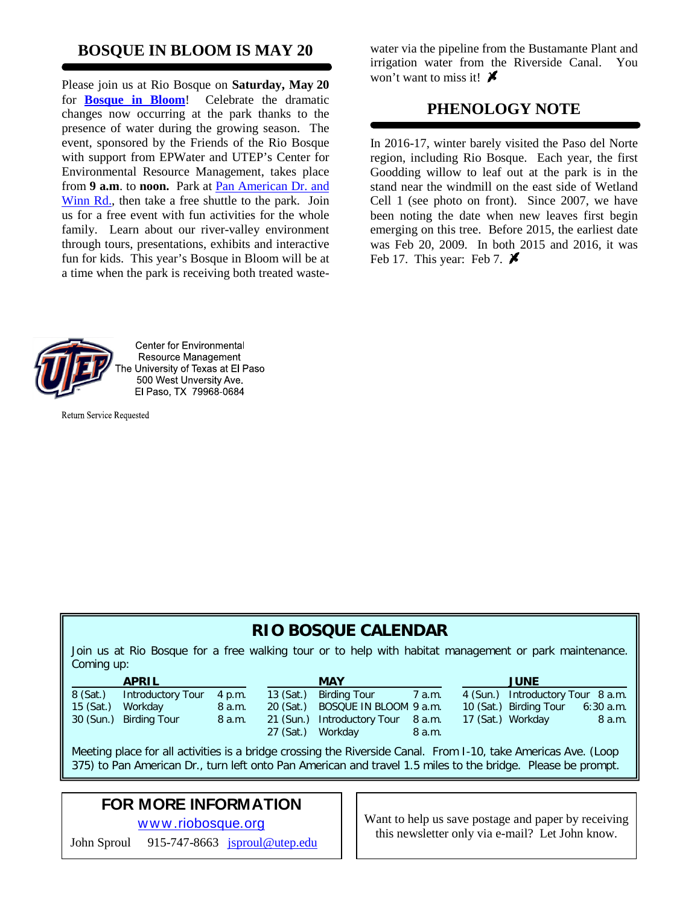## BOSQUE IN BLOOM IS MAY 20

Please join us at Rio Bosque on **Saturday, May 20** for **Bosque in Bloom**! Celebrate the dramatic changes now occurring at the park thanks to the presence of water during the growing season. The event, sponsored by the Friends of the Rio Bosque with support from EPWater and UTEP's Center for Environmental Resource Management, takes place from **9 a.m**. to **noon.** Park at Pan American Dr. and Winn Rd., then take a free shuttle to the park. Join us for a free event with fun activities for the whole family. Learn about our river-valley environment through tours, presentations, exhibits and interactive fun for kids. This year's Bosque in Bloom will be at a time when the park is receiving both treated waste-water via the pipeline from the Bustamante Plant and irrigation water from the Riverside Canal. You won't want to miss it!

## PHENOLOGY NOTE

In 2016-17, winter barely visited the Paso del Norte region, including Rio Bosque. Each year, the first Goodding willow to leaf out at the park is in the stand near the windmill on the east side of Wetland Cell 1 (see photo on front). Since 2007, we have been noting the date when new leaves first begin emerging on this tree. Before 2015, the earliest date was Feb 20, 2009. In both 2015 and 2016, it was Feb 17. This year: Feb 7.

Center for Environmental Resource Management
The University of Texas at El Paso
500 West Unversity Ave.
El Paso, TX 79968-0684

Return Service Requested

## RIO BOSQUE CALENDAR

Join us at Rio Bosque for a free walking tour or to help with habitat management or park maintenance. Coming up:

| APRIL | | | MAY | | | JUNE | | |
|---|---|---|---|---|---|---|---|---|
| 8 (Sat.) | Introductory Tour | 4 p.m. | 13 (Sat.) | Birding Tour | 7 a.m. | 4 (Sun.) | Introductory Tour | 8 a.m. |
| 15 (Sat.) | Workday | 8 a.m. | 20 (Sat.) | BOSQUE IN BLOOM | 9 a.m. | 10 (Sat.) | Birding Tour | 6:30 a.m. |
| 30 (Sun.) | Birding Tour | 8 a.m. | 21 (Sun.) | Introductory Tour | 8 a.m. | 17 (Sat.) | Workday | 8 a.m. |
| | | | 27 (Sat.) | Workday | 8 a.m. | | | |

Meeting place for all activities is a bridge crossing the Riverside Canal. From I-10, take Americas Ave. (Loop 375) to Pan American Dr., turn left onto Pan American and travel 1.5 miles to the bridge. Please be prompt.

## FOR MORE INFORMATION

www.riobosque.org

John Sproul 915-747-8663 jsproul@utep.edu

Want to help us save postage and paper by receiving this newsletter only via e-mail? Let John know.